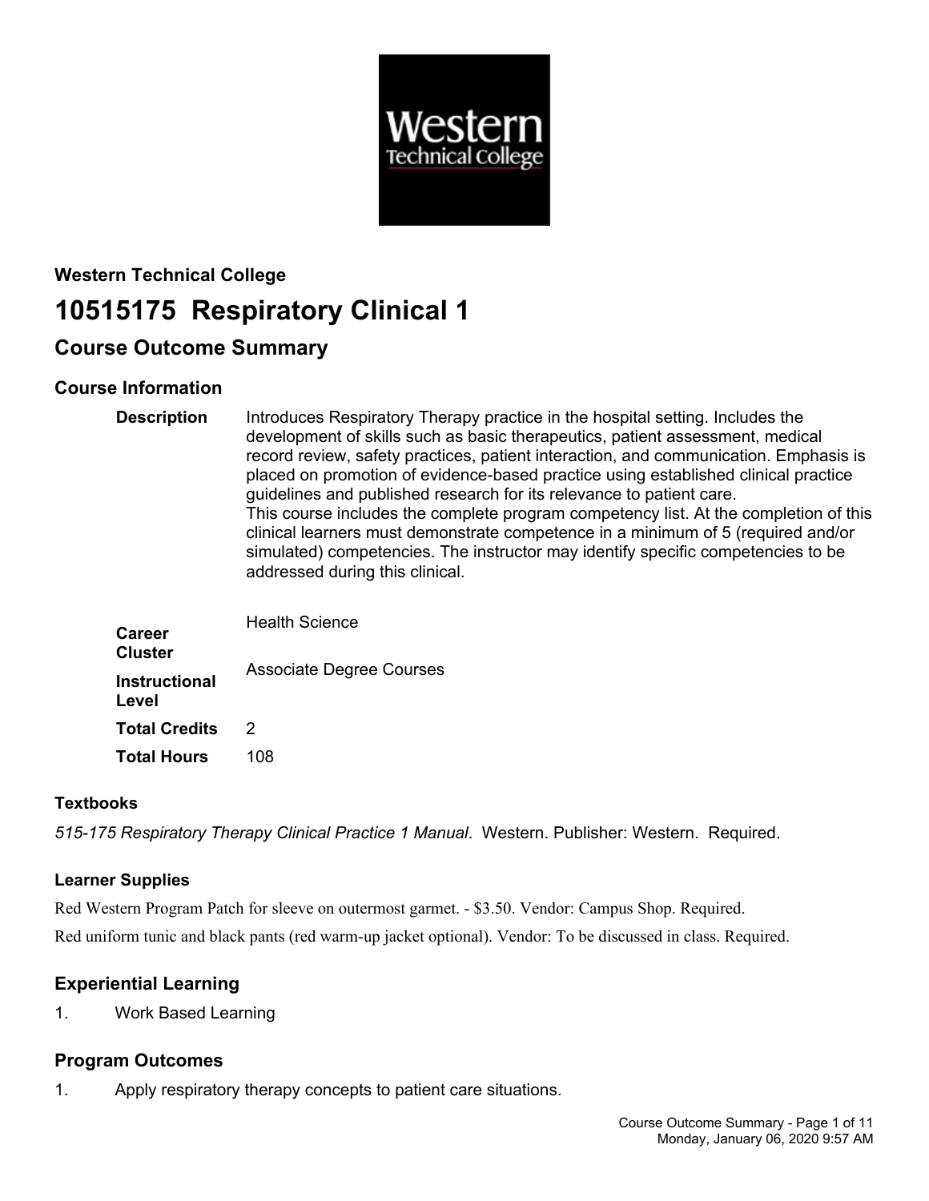**Western Technical College**

# 10515175 Respiratory Clinical 1

## Course Outcome Summary

## Course Information

| | |
|---|---|
| **Description** | Introduces Respiratory Therapy practice in the hospital setting. Includes the development of skills such as basic therapeutics, patient assessment, medical record review, safety practices, patient interaction, and communication. Emphasis is placed on promotion of evidence-based practice using established clinical practice guidelines and published research for its relevance to patient care.<br>This course includes the complete program competency list. At the completion of this clinical learners must demonstrate competence in a minimum of 5 (required and/or simulated) competencies. The instructor may identify specific competencies to be addressed during this clinical. |
| **Career Cluster** | Health Science |
| **Instructional Level** | Associate Degree Courses |
| **Total Credits** | 2 |
| **Total Hours** | 108 |

### Textbooks

*515-175 Respiratory Therapy Clinical Practice 1 Manual*. Western. Publisher: Western. Required.

### Learner Supplies

Red Western Program Patch for sleeve on outermost garmet. - $3.50. Vendor: Campus Shop. Required.

Red uniform tunic and black pants (red warm-up jacket optional). Vendor: To be discussed in class. Required.

## Experiential Learning

1. Work Based Learning

## Program Outcomes

1. Apply respiratory therapy concepts to patient care situations.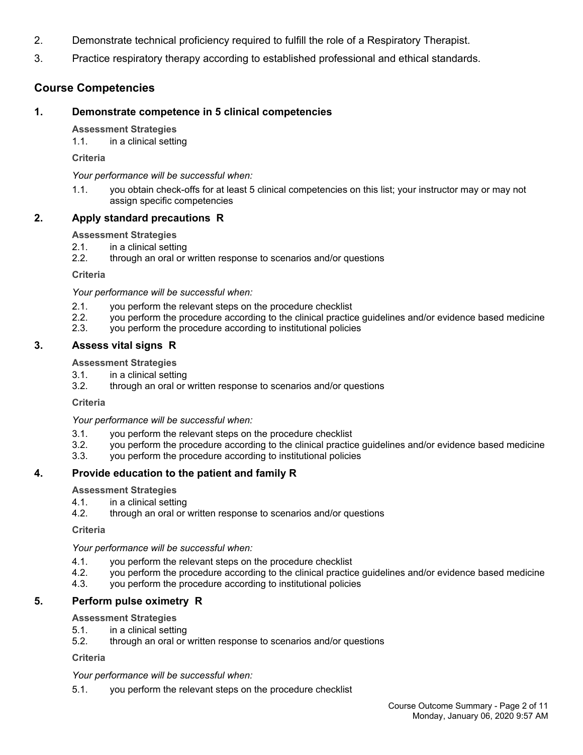2. Demonstrate technical proficiency required to fulfill the role of a Respiratory Therapist.
3. Practice respiratory therapy according to established professional and ethical standards.

## Course Competencies

### 1. Demonstrate competence in 5 clinical competencies

**Assessment Strategies**

1.1. in a clinical setting

**Criteria**

*Your performance will be successful when:*

1.1. you obtain check-offs for at least 5 clinical competencies on this list; your instructor may or may not assign specific competencies

### 2. Apply standard precautions R

**Assessment Strategies**

2.1. in a clinical setting
2.2. through an oral or written response to scenarios and/or questions

**Criteria**

*Your performance will be successful when:*

2.1. you perform the relevant steps on the procedure checklist
2.2. you perform the procedure according to the clinical practice guidelines and/or evidence based medicine
2.3. you perform the procedure according to institutional policies

### 3. Assess vital signs R

**Assessment Strategies**

3.1. in a clinical setting
3.2. through an oral or written response to scenarios and/or questions

**Criteria**

*Your performance will be successful when:*

3.1. you perform the relevant steps on the procedure checklist
3.2. you perform the procedure according to the clinical practice guidelines and/or evidence based medicine
3.3. you perform the procedure according to institutional policies

### 4. Provide education to the patient and family R

**Assessment Strategies**

4.1. in a clinical setting
4.2. through an oral or written response to scenarios and/or questions

**Criteria**

*Your performance will be successful when:*

4.1. you perform the relevant steps on the procedure checklist
4.2. you perform the procedure according to the clinical practice guidelines and/or evidence based medicine
4.3. you perform the procedure according to institutional policies

### 5. Perform pulse oximetry R

**Assessment Strategies**

5.1. in a clinical setting
5.2. through an oral or written response to scenarios and/or questions

**Criteria**

*Your performance will be successful when:*

5.1. you perform the relevant steps on the procedure checklist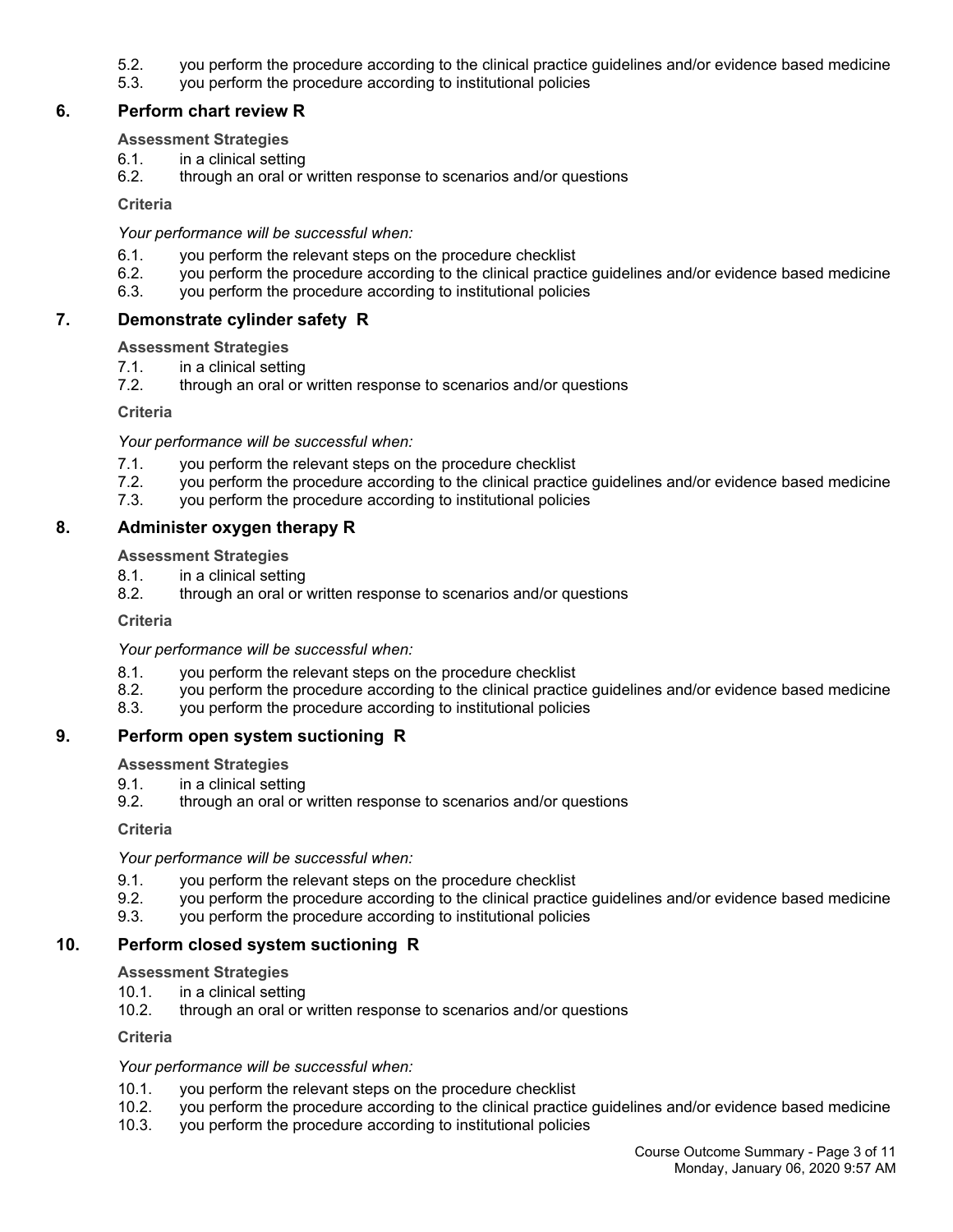5.2. you perform the procedure according to the clinical practice guidelines and/or evidence based medicine
5.3. you perform the procedure according to institutional policies

## 6. Perform chart review R

**Assessment Strategies**

6.1. in a clinical setting
6.2. through an oral or written response to scenarios and/or questions

**Criteria**

*Your performance will be successful when:*

6.1. you perform the relevant steps on the procedure checklist
6.2. you perform the procedure according to the clinical practice guidelines and/or evidence based medicine
6.3. you perform the procedure according to institutional policies

## 7. Demonstrate cylinder safety R

**Assessment Strategies**

7.1. in a clinical setting
7.2. through an oral or written response to scenarios and/or questions

**Criteria**

*Your performance will be successful when:*

7.1. you perform the relevant steps on the procedure checklist
7.2. you perform the procedure according to the clinical practice guidelines and/or evidence based medicine
7.3. you perform the procedure according to institutional policies

## 8. Administer oxygen therapy R

**Assessment Strategies**

8.1. in a clinical setting
8.2. through an oral or written response to scenarios and/or questions

**Criteria**

*Your performance will be successful when:*

8.1. you perform the relevant steps on the procedure checklist
8.2. you perform the procedure according to the clinical practice guidelines and/or evidence based medicine
8.3. you perform the procedure according to institutional policies

## 9. Perform open system suctioning R

**Assessment Strategies**

9.1. in a clinical setting
9.2. through an oral or written response to scenarios and/or questions

**Criteria**

*Your performance will be successful when:*

9.1. you perform the relevant steps on the procedure checklist
9.2. you perform the procedure according to the clinical practice guidelines and/or evidence based medicine
9.3. you perform the procedure according to institutional policies

## 10. Perform closed system suctioning R

**Assessment Strategies**

10.1. in a clinical setting
10.2. through an oral or written response to scenarios and/or questions

**Criteria**

*Your performance will be successful when:*

10.1. you perform the relevant steps on the procedure checklist
10.2. you perform the procedure according to the clinical practice guidelines and/or evidence based medicine
10.3. you perform the procedure according to institutional policies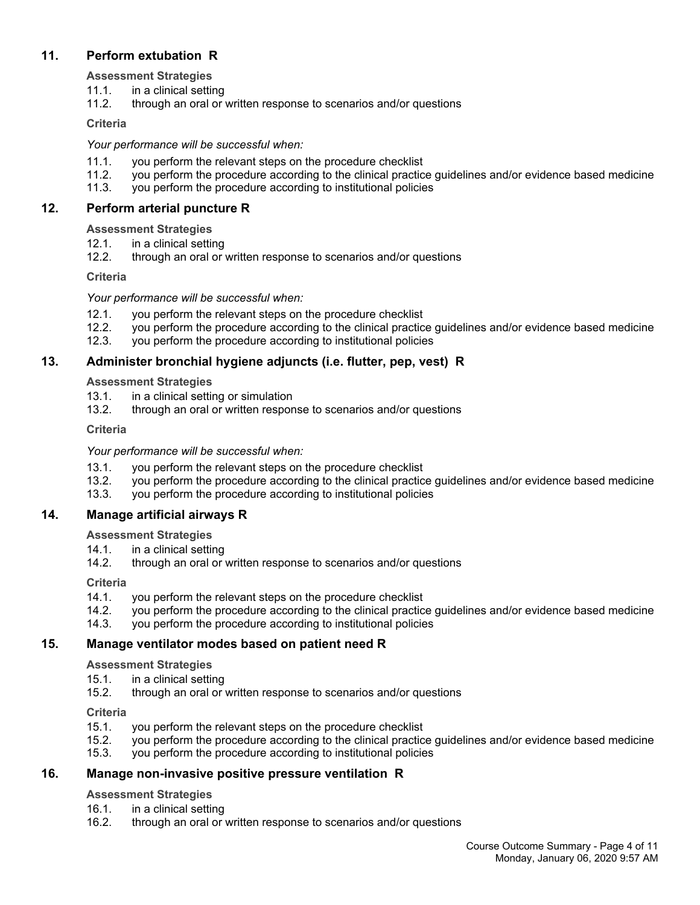### 11. Perform extubation R

**Assessment Strategies**

11.1. in a clinical setting
11.2. through an oral or written response to scenarios and/or questions

**Criteria**

*Your performance will be successful when:*

11.1. you perform the relevant steps on the procedure checklist
11.2. you perform the procedure according to the clinical practice guidelines and/or evidence based medicine
11.3. you perform the procedure according to institutional policies

### 12. Perform arterial puncture R

**Assessment Strategies**

12.1. in a clinical setting
12.2. through an oral or written response to scenarios and/or questions

**Criteria**

*Your performance will be successful when:*

12.1. you perform the relevant steps on the procedure checklist
12.2. you perform the procedure according to the clinical practice guidelines and/or evidence based medicine
12.3. you perform the procedure according to institutional policies

### 13. Administer bronchial hygiene adjuncts (i.e. flutter, pep, vest) R

**Assessment Strategies**

13.1. in a clinical setting or simulation
13.2. through an oral or written response to scenarios and/or questions

**Criteria**

*Your performance will be successful when:*

13.1. you perform the relevant steps on the procedure checklist
13.2. you perform the procedure according to the clinical practice guidelines and/or evidence based medicine
13.3. you perform the procedure according to institutional policies

### 14. Manage artificial airways R

**Assessment Strategies**

14.1. in a clinical setting
14.2. through an oral or written response to scenarios and/or questions

**Criteria**

14.1. you perform the relevant steps on the procedure checklist
14.2. you perform the procedure according to the clinical practice guidelines and/or evidence based medicine
14.3. you perform the procedure according to institutional policies

### 15. Manage ventilator modes based on patient need R

**Assessment Strategies**

15.1. in a clinical setting
15.2. through an oral or written response to scenarios and/or questions

**Criteria**

15.1. you perform the relevant steps on the procedure checklist
15.2. you perform the procedure according to the clinical practice guidelines and/or evidence based medicine
15.3. you perform the procedure according to institutional policies

### 16. Manage non-invasive positive pressure ventilation R

**Assessment Strategies**

16.1. in a clinical setting
16.2. through an oral or written response to scenarios and/or questions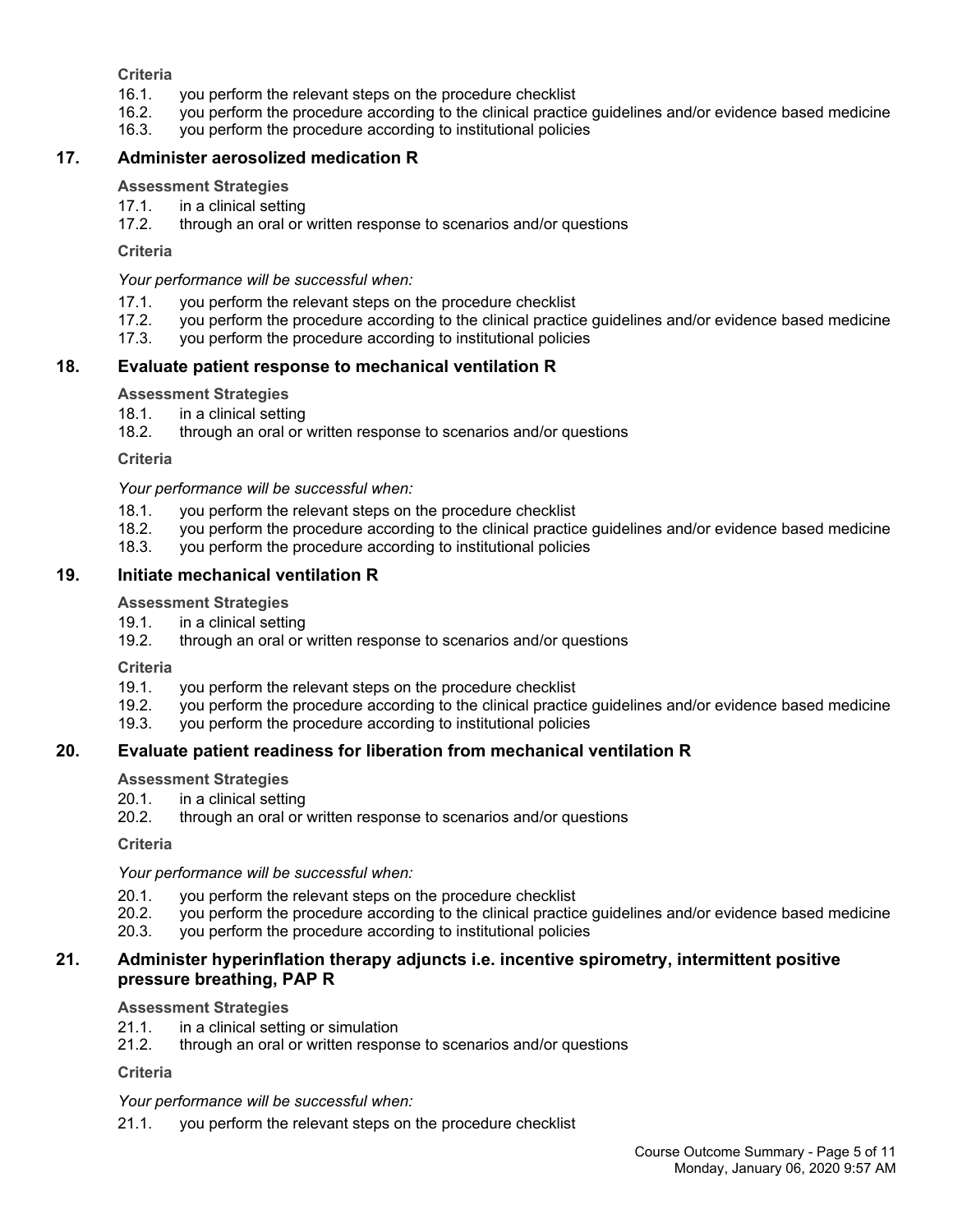**Criteria**

16.1. you perform the relevant steps on the procedure checklist
16.2. you perform the procedure according to the clinical practice guidelines and/or evidence based medicine
16.3. you perform the procedure according to institutional policies

### 17. Administer aerosolized medication R

**Assessment Strategies**

17.1. in a clinical setting
17.2. through an oral or written response to scenarios and/or questions

**Criteria**

*Your performance will be successful when:*

17.1. you perform the relevant steps on the procedure checklist
17.2. you perform the procedure according to the clinical practice guidelines and/or evidence based medicine
17.3. you perform the procedure according to institutional policies

### 18. Evaluate patient response to mechanical ventilation R

**Assessment Strategies**

18.1. in a clinical setting
18.2. through an oral or written response to scenarios and/or questions

**Criteria**

*Your performance will be successful when:*

18.1. you perform the relevant steps on the procedure checklist
18.2. you perform the procedure according to the clinical practice guidelines and/or evidence based medicine
18.3. you perform the procedure according to institutional policies

### 19. Initiate mechanical ventilation R

**Assessment Strategies**

19.1. in a clinical setting
19.2. through an oral or written response to scenarios and/or questions

**Criteria**

19.1. you perform the relevant steps on the procedure checklist
19.2. you perform the procedure according to the clinical practice guidelines and/or evidence based medicine
19.3. you perform the procedure according to institutional policies

### 20. Evaluate patient readiness for liberation from mechanical ventilation R

**Assessment Strategies**

20.1. in a clinical setting
20.2. through an oral or written response to scenarios and/or questions

**Criteria**

*Your performance will be successful when:*

20.1. you perform the relevant steps on the procedure checklist
20.2. you perform the procedure according to the clinical practice guidelines and/or evidence based medicine
20.3. you perform the procedure according to institutional policies

### 21. Administer hyperinflation therapy adjuncts i.e. incentive spirometry, intermittent positive pressure breathing, PAP R

**Assessment Strategies**

21.1. in a clinical setting or simulation
21.2. through an oral or written response to scenarios and/or questions

**Criteria**

*Your performance will be successful when:*

21.1. you perform the relevant steps on the procedure checklist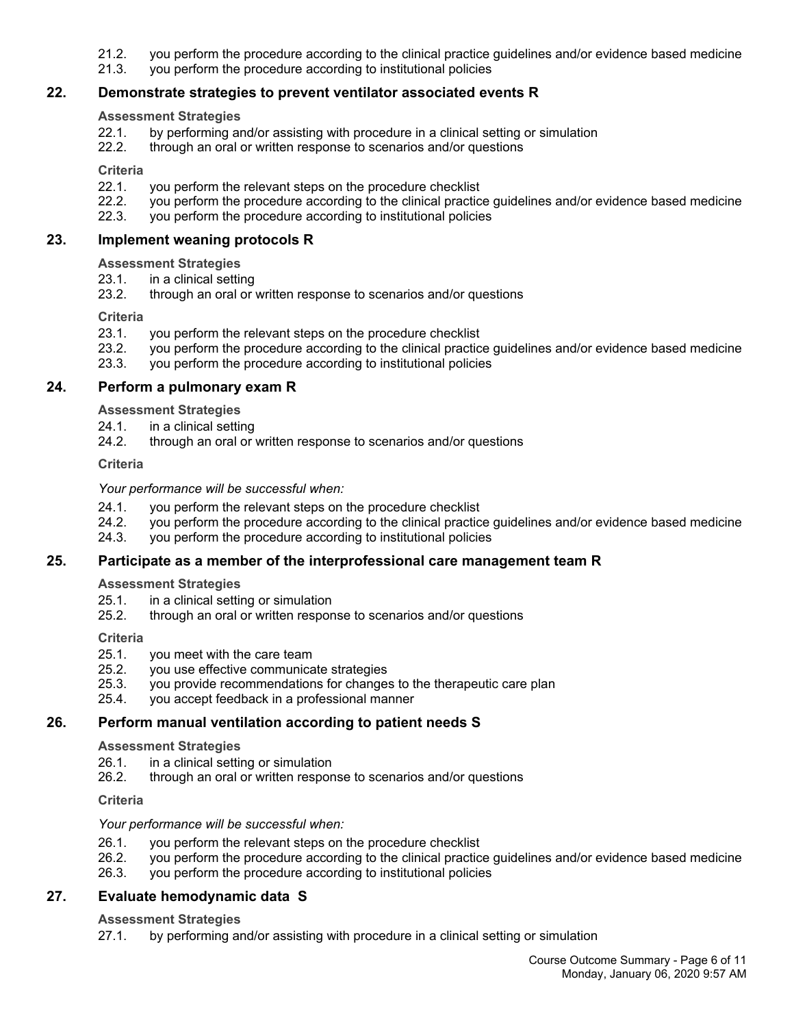21.2. you perform the procedure according to the clinical practice guidelines and/or evidence based medicine
21.3. you perform the procedure according to institutional policies

## 22. Demonstrate strategies to prevent ventilator associated events R

**Assessment Strategies**

22.1. by performing and/or assisting with procedure in a clinical setting or simulation
22.2. through an oral or written response to scenarios and/or questions

**Criteria**

22.1. you perform the relevant steps on the procedure checklist
22.2. you perform the procedure according to the clinical practice guidelines and/or evidence based medicine
22.3. you perform the procedure according to institutional policies

## 23. Implement weaning protocols R

**Assessment Strategies**

23.1. in a clinical setting
23.2. through an oral or written response to scenarios and/or questions

**Criteria**

23.1. you perform the relevant steps on the procedure checklist
23.2. you perform the procedure according to the clinical practice guidelines and/or evidence based medicine
23.3. you perform the procedure according to institutional policies

## 24. Perform a pulmonary exam R

**Assessment Strategies**

24.1. in a clinical setting
24.2. through an oral or written response to scenarios and/or questions

**Criteria**

*Your performance will be successful when:*

24.1. you perform the relevant steps on the procedure checklist
24.2. you perform the procedure according to the clinical practice guidelines and/or evidence based medicine
24.3. you perform the procedure according to institutional policies

## 25. Participate as a member of the interprofessional care management team R

**Assessment Strategies**

25.1. in a clinical setting or simulation
25.2. through an oral or written response to scenarios and/or questions

**Criteria**

25.1. you meet with the care team
25.2. you use effective communicate strategies
25.3. you provide recommendations for changes to the therapeutic care plan
25.4. you accept feedback in a professional manner

## 26. Perform manual ventilation according to patient needs S

**Assessment Strategies**

26.1. in a clinical setting or simulation
26.2. through an oral or written response to scenarios and/or questions

**Criteria**

*Your performance will be successful when:*

26.1. you perform the relevant steps on the procedure checklist
26.2. you perform the procedure according to the clinical practice guidelines and/or evidence based medicine
26.3. you perform the procedure according to institutional policies

## 27. Evaluate hemodynamic data S

**Assessment Strategies**

27.1. by performing and/or assisting with procedure in a clinical setting or simulation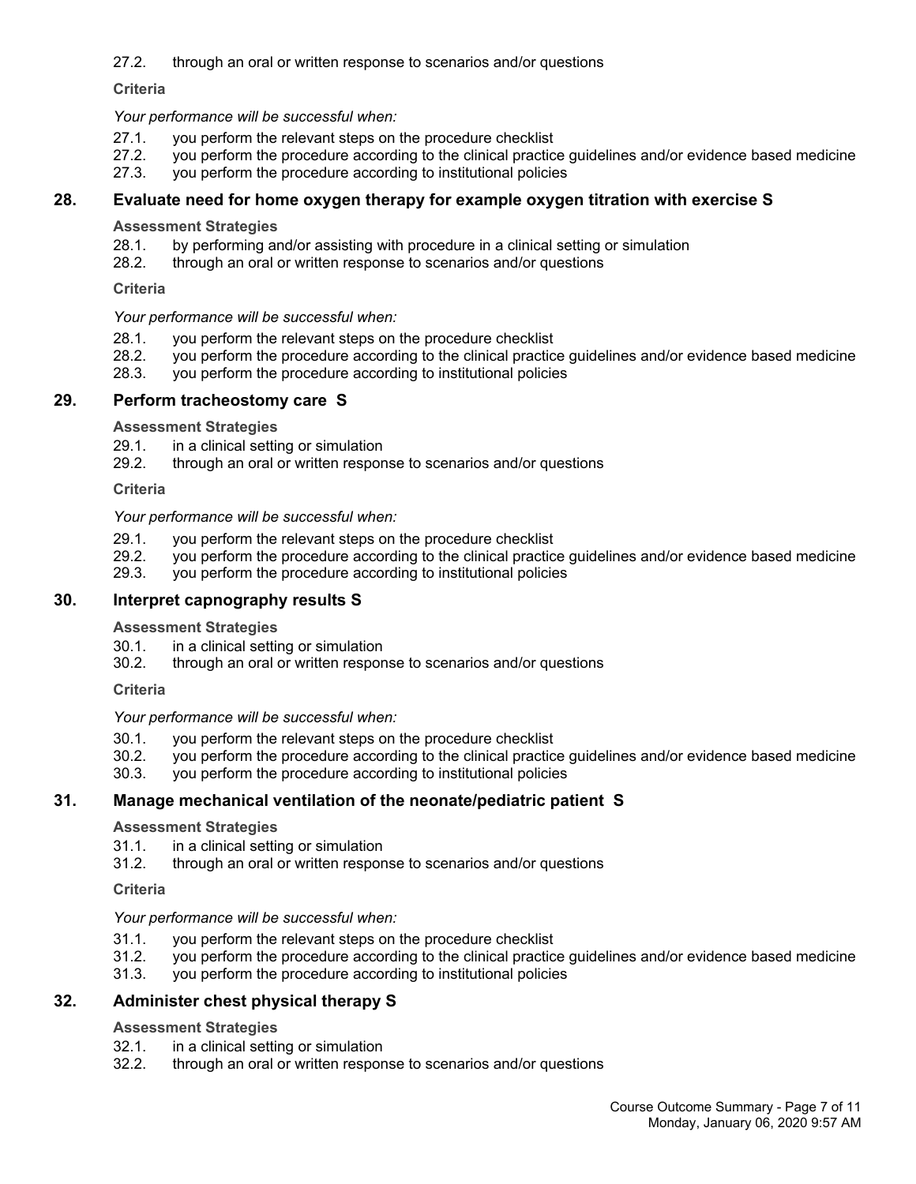27.2. through an oral or written response to scenarios and/or questions

**Criteria**

*Your performance will be successful when:*

27.1. you perform the relevant steps on the procedure checklist
27.2. you perform the procedure according to the clinical practice guidelines and/or evidence based medicine
27.3. you perform the procedure according to institutional policies

## 28. Evaluate need for home oxygen therapy for example oxygen titration with exercise S

**Assessment Strategies**

28.1. by performing and/or assisting with procedure in a clinical setting or simulation
28.2. through an oral or written response to scenarios and/or questions

**Criteria**

*Your performance will be successful when:*

28.1. you perform the relevant steps on the procedure checklist
28.2. you perform the procedure according to the clinical practice guidelines and/or evidence based medicine
28.3. you perform the procedure according to institutional policies

## 29. Perform tracheostomy care S

**Assessment Strategies**

29.1. in a clinical setting or simulation
29.2. through an oral or written response to scenarios and/or questions

**Criteria**

*Your performance will be successful when:*

29.1. you perform the relevant steps on the procedure checklist
29.2. you perform the procedure according to the clinical practice guidelines and/or evidence based medicine
29.3. you perform the procedure according to institutional policies

## 30. Interpret capnography results S

**Assessment Strategies**

30.1. in a clinical setting or simulation
30.2. through an oral or written response to scenarios and/or questions

**Criteria**

*Your performance will be successful when:*

30.1. you perform the relevant steps on the procedure checklist
30.2. you perform the procedure according to the clinical practice guidelines and/or evidence based medicine
30.3. you perform the procedure according to institutional policies

## 31. Manage mechanical ventilation of the neonate/pediatric patient S

**Assessment Strategies**

31.1. in a clinical setting or simulation
31.2. through an oral or written response to scenarios and/or questions

**Criteria**

*Your performance will be successful when:*

31.1. you perform the relevant steps on the procedure checklist
31.2. you perform the procedure according to the clinical practice guidelines and/or evidence based medicine
31.3. you perform the procedure according to institutional policies

## 32. Administer chest physical therapy S

**Assessment Strategies**

32.1. in a clinical setting or simulation
32.2. through an oral or written response to scenarios and/or questions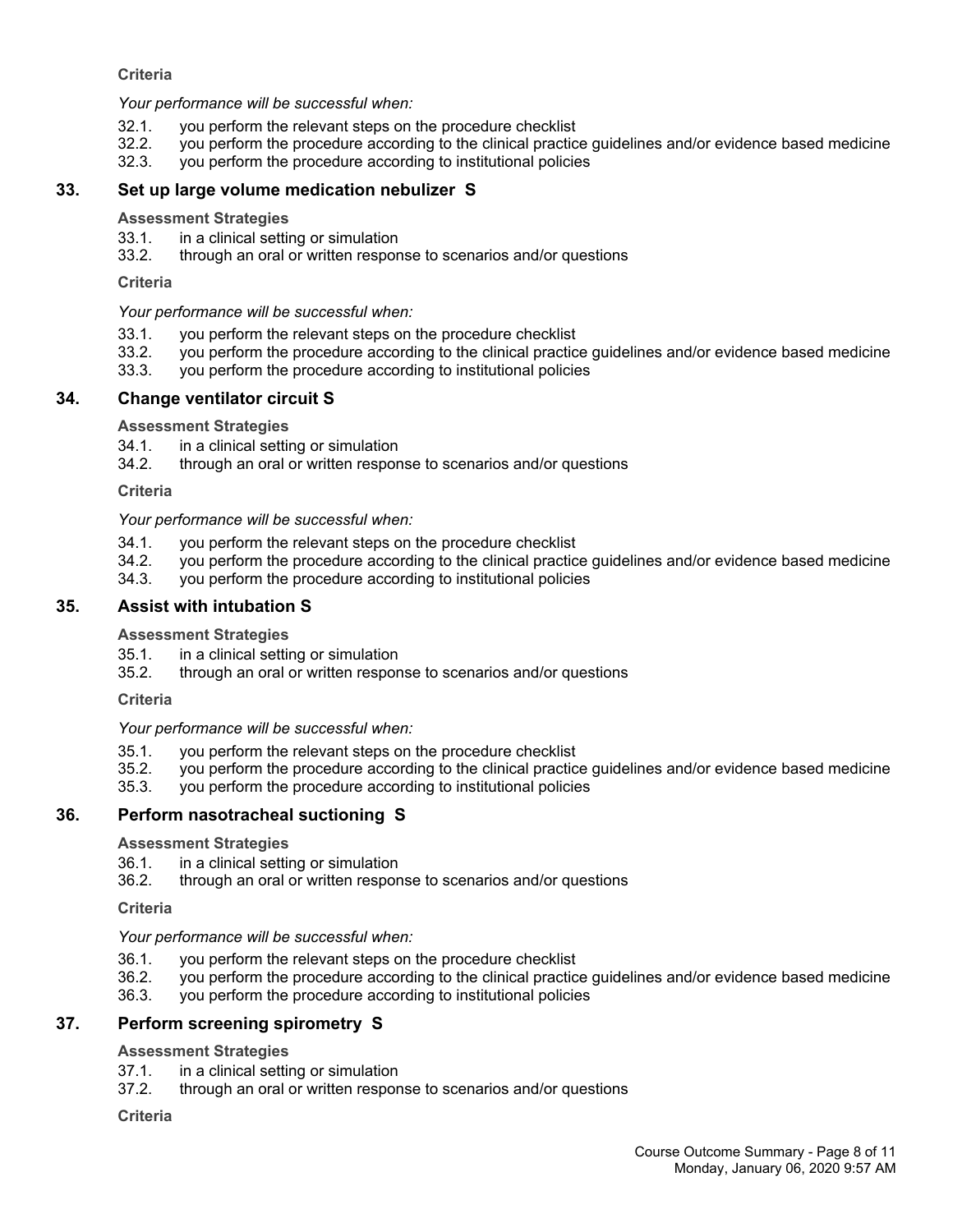**Criteria**

*Your performance will be successful when:*

32.1. you perform the relevant steps on the procedure checklist
32.2. you perform the procedure according to the clinical practice guidelines and/or evidence based medicine
32.3. you perform the procedure according to institutional policies

### 33. Set up large volume medication nebulizer S

**Assessment Strategies**

33.1. in a clinical setting or simulation
33.2. through an oral or written response to scenarios and/or questions

**Criteria**

*Your performance will be successful when:*

33.1. you perform the relevant steps on the procedure checklist
33.2. you perform the procedure according to the clinical practice guidelines and/or evidence based medicine
33.3. you perform the procedure according to institutional policies

### 34. Change ventilator circuit S

**Assessment Strategies**

34.1. in a clinical setting or simulation
34.2. through an oral or written response to scenarios and/or questions

**Criteria**

*Your performance will be successful when:*

34.1. you perform the relevant steps on the procedure checklist
34.2. you perform the procedure according to the clinical practice guidelines and/or evidence based medicine
34.3. you perform the procedure according to institutional policies

### 35. Assist with intubation S

**Assessment Strategies**

35.1. in a clinical setting or simulation
35.2. through an oral or written response to scenarios and/or questions

**Criteria**

*Your performance will be successful when:*

35.1. you perform the relevant steps on the procedure checklist
35.2. you perform the procedure according to the clinical practice guidelines and/or evidence based medicine
35.3. you perform the procedure according to institutional policies

### 36. Perform nasotracheal suctioning S

**Assessment Strategies**

36.1. in a clinical setting or simulation
36.2. through an oral or written response to scenarios and/or questions

**Criteria**

*Your performance will be successful when:*

36.1. you perform the relevant steps on the procedure checklist
36.2. you perform the procedure according to the clinical practice guidelines and/or evidence based medicine
36.3. you perform the procedure according to institutional policies

### 37. Perform screening spirometry S

**Assessment Strategies**

37.1. in a clinical setting or simulation
37.2. through an oral or written response to scenarios and/or questions

**Criteria**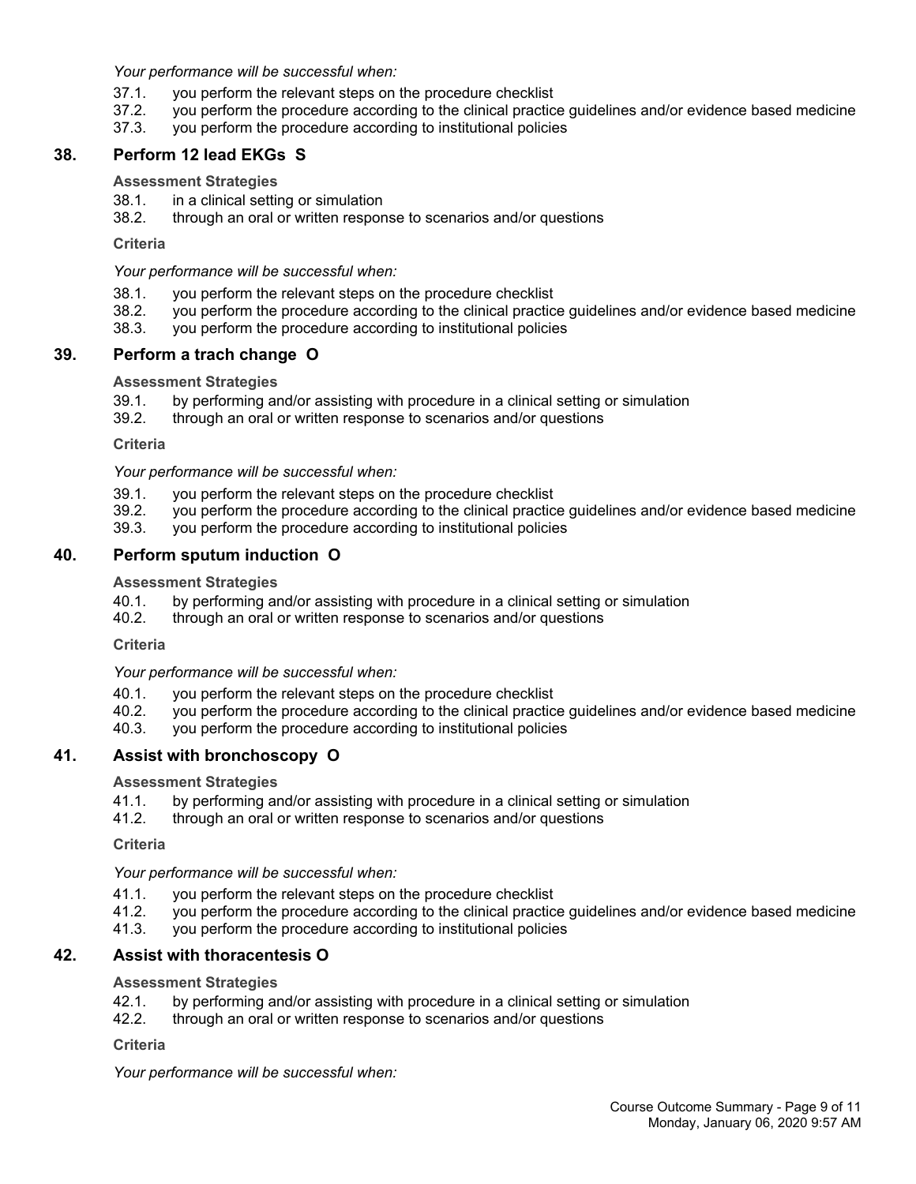*Your performance will be successful when:*

37.1. you perform the relevant steps on the procedure checklist
37.2. you perform the procedure according to the clinical practice guidelines and/or evidence based medicine
37.3. you perform the procedure according to institutional policies

## 38. Perform 12 lead EKGs S

**Assessment Strategies**

38.1. in a clinical setting or simulation
38.2. through an oral or written response to scenarios and/or questions

**Criteria**

*Your performance will be successful when:*

38.1. you perform the relevant steps on the procedure checklist
38.2. you perform the procedure according to the clinical practice guidelines and/or evidence based medicine
38.3. you perform the procedure according to institutional policies

## 39. Perform a trach change O

**Assessment Strategies**

39.1. by performing and/or assisting with procedure in a clinical setting or simulation
39.2. through an oral or written response to scenarios and/or questions

**Criteria**

*Your performance will be successful when:*

39.1. you perform the relevant steps on the procedure checklist
39.2. you perform the procedure according to the clinical practice guidelines and/or evidence based medicine
39.3. you perform the procedure according to institutional policies

## 40. Perform sputum induction O

**Assessment Strategies**

40.1. by performing and/or assisting with procedure in a clinical setting or simulation
40.2. through an oral or written response to scenarios and/or questions

**Criteria**

*Your performance will be successful when:*

40.1. you perform the relevant steps on the procedure checklist
40.2. you perform the procedure according to the clinical practice guidelines and/or evidence based medicine
40.3. you perform the procedure according to institutional policies

## 41. Assist with bronchoscopy O

**Assessment Strategies**

41.1. by performing and/or assisting with procedure in a clinical setting or simulation
41.2. through an oral or written response to scenarios and/or questions

**Criteria**

*Your performance will be successful when:*

41.1. you perform the relevant steps on the procedure checklist
41.2. you perform the procedure according to the clinical practice guidelines and/or evidence based medicine
41.3. you perform the procedure according to institutional policies

## 42. Assist with thoracentesis O

**Assessment Strategies**

42.1. by performing and/or assisting with procedure in a clinical setting or simulation
42.2. through an oral or written response to scenarios and/or questions

**Criteria**

*Your performance will be successful when:*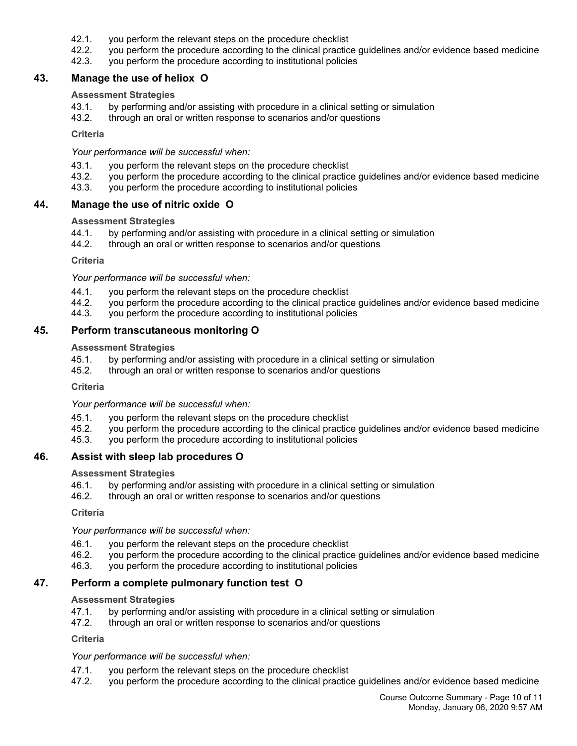42.1. you perform the relevant steps on the procedure checklist
42.2. you perform the procedure according to the clinical practice guidelines and/or evidence based medicine
42.3. you perform the procedure according to institutional policies

## 43. Manage the use of heliox O

**Assessment Strategies**

43.1. by performing and/or assisting with procedure in a clinical setting or simulation
43.2. through an oral or written response to scenarios and/or questions

**Criteria**

*Your performance will be successful when:*

43.1. you perform the relevant steps on the procedure checklist
43.2. you perform the procedure according to the clinical practice guidelines and/or evidence based medicine
43.3. you perform the procedure according to institutional policies

## 44. Manage the use of nitric oxide O

**Assessment Strategies**

44.1. by performing and/or assisting with procedure in a clinical setting or simulation
44.2. through an oral or written response to scenarios and/or questions

**Criteria**

*Your performance will be successful when:*

44.1. you perform the relevant steps on the procedure checklist
44.2. you perform the procedure according to the clinical practice guidelines and/or evidence based medicine
44.3. you perform the procedure according to institutional policies

## 45. Perform transcutaneous monitoring O

**Assessment Strategies**

45.1. by performing and/or assisting with procedure in a clinical setting or simulation
45.2. through an oral or written response to scenarios and/or questions

**Criteria**

*Your performance will be successful when:*

45.1. you perform the relevant steps on the procedure checklist
45.2. you perform the procedure according to the clinical practice guidelines and/or evidence based medicine
45.3. you perform the procedure according to institutional policies

## 46. Assist with sleep lab procedures O

**Assessment Strategies**

46.1. by performing and/or assisting with procedure in a clinical setting or simulation
46.2. through an oral or written response to scenarios and/or questions

**Criteria**

*Your performance will be successful when:*

46.1. you perform the relevant steps on the procedure checklist
46.2. you perform the procedure according to the clinical practice guidelines and/or evidence based medicine
46.3. you perform the procedure according to institutional policies

## 47. Perform a complete pulmonary function test O

**Assessment Strategies**

47.1. by performing and/or assisting with procedure in a clinical setting or simulation
47.2. through an oral or written response to scenarios and/or questions

**Criteria**

*Your performance will be successful when:*

47.1. you perform the relevant steps on the procedure checklist
47.2. you perform the procedure according to the clinical practice guidelines and/or evidence based medicine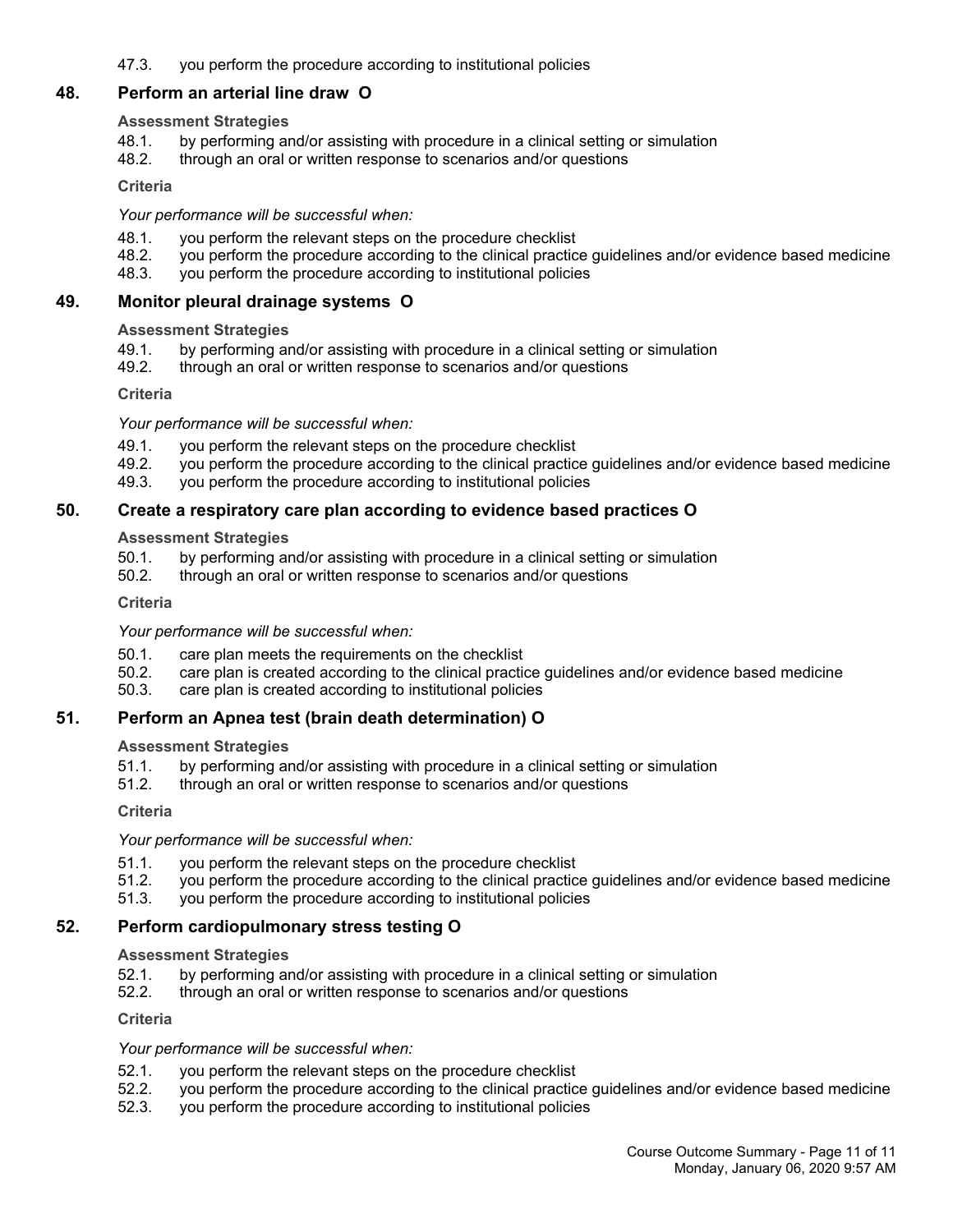47.3. you perform the procedure according to institutional policies

## 48. Perform an arterial line draw O

**Assessment Strategies**

48.1. by performing and/or assisting with procedure in a clinical setting or simulation
48.2. through an oral or written response to scenarios and/or questions

**Criteria**

*Your performance will be successful when:*

48.1. you perform the relevant steps on the procedure checklist
48.2. you perform the procedure according to the clinical practice guidelines and/or evidence based medicine
48.3. you perform the procedure according to institutional policies

## 49. Monitor pleural drainage systems O

**Assessment Strategies**

49.1. by performing and/or assisting with procedure in a clinical setting or simulation
49.2. through an oral or written response to scenarios and/or questions

**Criteria**

*Your performance will be successful when:*

49.1. you perform the relevant steps on the procedure checklist
49.2. you perform the procedure according to the clinical practice guidelines and/or evidence based medicine
49.3. you perform the procedure according to institutional policies

## 50. Create a respiratory care plan according to evidence based practices O

**Assessment Strategies**

50.1. by performing and/or assisting with procedure in a clinical setting or simulation
50.2. through an oral or written response to scenarios and/or questions

**Criteria**

*Your performance will be successful when:*

50.1. care plan meets the requirements on the checklist
50.2. care plan is created according to the clinical practice guidelines and/or evidence based medicine
50.3. care plan is created according to institutional policies

## 51. Perform an Apnea test (brain death determination) O

**Assessment Strategies**

51.1. by performing and/or assisting with procedure in a clinical setting or simulation
51.2. through an oral or written response to scenarios and/or questions

**Criteria**

*Your performance will be successful when:*

51.1. you perform the relevant steps on the procedure checklist
51.2. you perform the procedure according to the clinical practice guidelines and/or evidence based medicine
51.3. you perform the procedure according to institutional policies

## 52. Perform cardiopulmonary stress testing O

**Assessment Strategies**

52.1. by performing and/or assisting with procedure in a clinical setting or simulation
52.2. through an oral or written response to scenarios and/or questions

**Criteria**

*Your performance will be successful when:*

52.1. you perform the relevant steps on the procedure checklist
52.2. you perform the procedure according to the clinical practice guidelines and/or evidence based medicine
52.3. you perform the procedure according to institutional policies